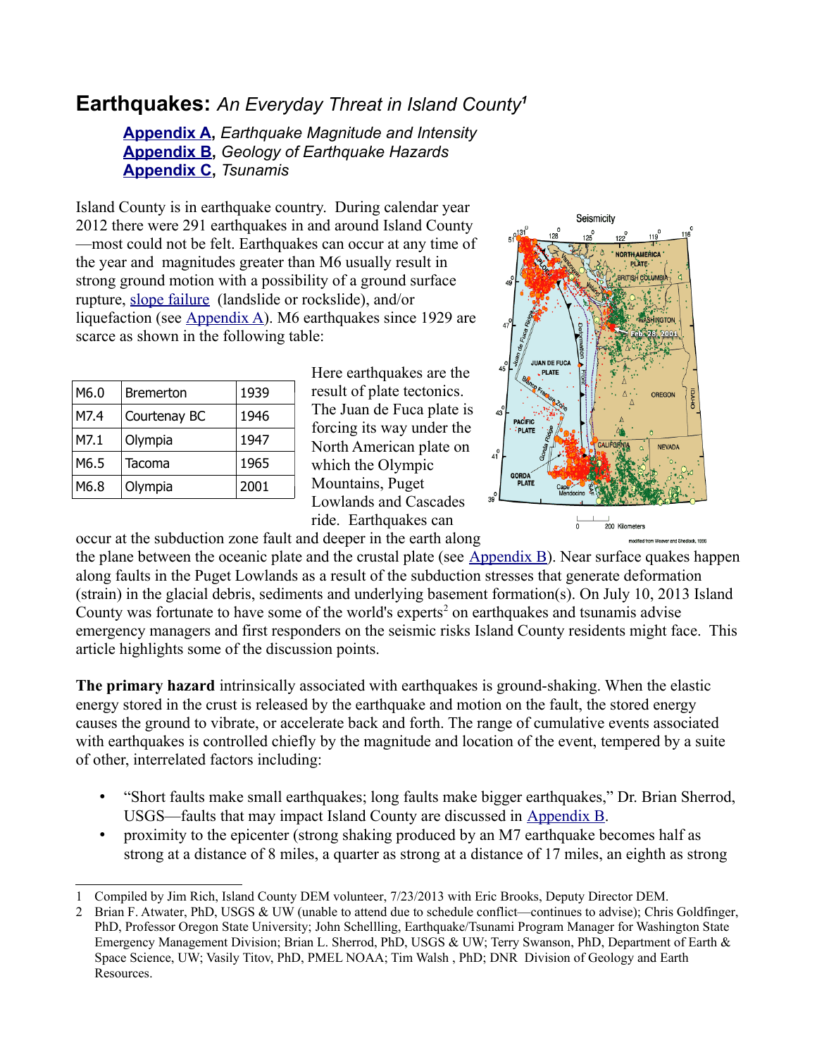# **Earthquakes:** *An Everyday Threat in Island County*[1]

**Appendix A**, *Earthquake Magnitude and Intensity*
**Appendix B**, *Geology of Earthquake Hazards*
**Appendix C**, *Tsunamis*

Island County is in earthquake country. During calendar year 2012 there were 291 earthquakes in and around Island County—most could not be felt. Earthquakes can occur at any time of the year and magnitudes greater than M6 usually result in strong ground motion with a possibility of a ground surface rupture, slope failure (landslide or rockslide), and/or liquefaction (see Appendix A). M6 earthquakes since 1929 are scarce as shown in the following table:

| M6.0 | Bremerton | 1939 |
|---|---|---|
| M7.4 | Courtenay BC | 1946 |
| M7.1 | Olympia | 1947 |
| M6.5 | Tacoma | 1965 |
| M6.8 | Olympia | 2001 |

Here earthquakes are the result of plate tectonics. The Juan de Fuca plate is forcing its way under the North American plate on which the Olympic Mountains, Puget Lowlands and Cascades ride. Earthquakes can occur at the subduction zone fault and deeper in the earth along the plane between the oceanic plate and the crustal plate (see Appendix B). Near surface quakes happen along faults in the Puget Lowlands as a result of the subduction stresses that generate deformation (strain) in the glacial debris, sediments and underlying basement formation(s). On July 10, 2013 Island County was fortunate to have some of the world's experts[2] on earthquakes and tsunamis advise emergency managers and first responders on the seismic risks Island County residents might face. This article highlights some of the discussion points.

**The primary hazard** intrinsically associated with earthquakes is ground-shaking. When the elastic energy stored in the crust is released by the earthquake and motion on the fault, the stored energy causes the ground to vibrate, or accelerate back and forth. The range of cumulative events associated with earthquakes is controlled chiefly by the magnitude and location of the event, tempered by a suite of other, interrelated factors including:

- "Short faults make small earthquakes; long faults make bigger earthquakes," Dr. Brian Sherrod, USGS—faults that may impact Island County are discussed in Appendix B.
- proximity to the epicenter (strong shaking produced by an M7 earthquake becomes half as strong at a distance of 8 miles, a quarter as strong at a distance of 17 miles, an eighth as strong

---

1 Compiled by Jim Rich, Island County DEM volunteer, 7/23/2013 with Eric Brooks, Deputy Director DEM.

2 Brian F. Atwater, PhD, USGS & UW (unable to attend due to schedule conflict—continues to advise); Chris Goldfinger, PhD, Professor Oregon State University; John Schellling, Earthquake/Tsunami Program Manager for Washington State Emergency Management Division; Brian L. Sherrod, PhD, USGS & UW; Terry Swanson, PhD, Department of Earth & Space Science, UW; Vasily Titov, PhD, PMEL NOAA; Tim Walsh , PhD; DNR Division of Geology and Earth Resources.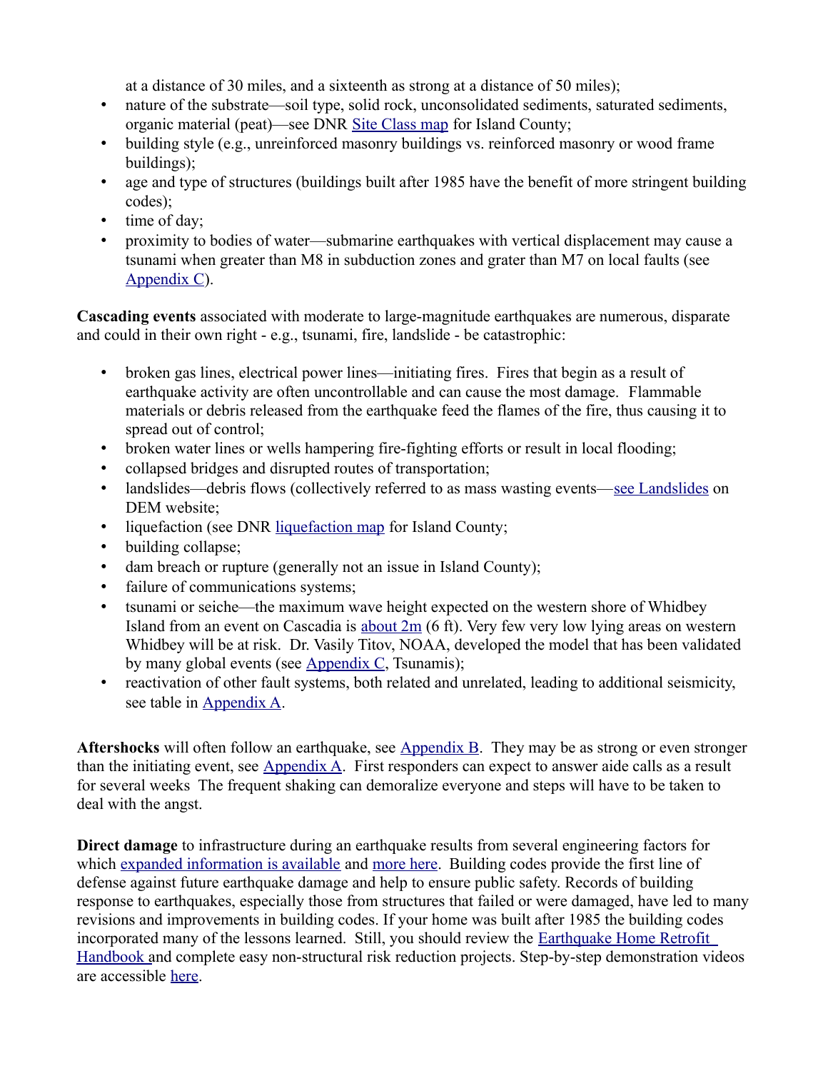at a distance of 30 miles, and a sixteenth as strong at a distance of 50 miles);

- nature of the substrate—soil type, solid rock, unconsolidated sediments, saturated sediments, organic material (peat)—see DNR Site Class map for Island County;
- building style (e.g., unreinforced masonry buildings vs. reinforced masonry or wood frame buildings);
- age and type of structures (buildings built after 1985 have the benefit of more stringent building codes);
- time of day;
- proximity to bodies of water—submarine earthquakes with vertical displacement may cause a tsunami when greater than M8 in subduction zones and grater than M7 on local faults (see Appendix C).

**Cascading events** associated with moderate to large-magnitude earthquakes are numerous, disparate and could in their own right - e.g., tsunami, fire, landslide - be catastrophic:

- broken gas lines, electrical power lines—initiating fires. Fires that begin as a result of earthquake activity are often uncontrollable and can cause the most damage. Flammable materials or debris released from the earthquake feed the flames of the fire, thus causing it to spread out of control;
- broken water lines or wells hampering fire-fighting efforts or result in local flooding;
- collapsed bridges and disrupted routes of transportation;
- landslides—debris flows (collectively referred to as mass wasting events—see Landslides on DEM website;
- liquefaction (see DNR liquefaction map for Island County;
- building collapse;
- dam breach or rupture (generally not an issue in Island County);
- failure of communications systems;
- tsunami or seiche—the maximum wave height expected on the western shore of Whidbey Island from an event on Cascadia is about 2m (6 ft). Very few very low lying areas on western Whidbey will be at risk. Dr. Vasily Titov, NOAA, developed the model that has been validated by many global events (see Appendix C, Tsunamis);
- reactivation of other fault systems, both related and unrelated, leading to additional seismicity, see table in Appendix A.

**Aftershocks** will often follow an earthquake, see Appendix B. They may be as strong or even stronger than the initiating event, see Appendix A. First responders can expect to answer aide calls as a result for several weeks The frequent shaking can demoralize everyone and steps will have to be taken to deal with the angst.

**Direct damage** to infrastructure during an earthquake results from several engineering factors for which expanded information is available and more here. Building codes provide the first line of defense against future earthquake damage and help to ensure public safety. Records of building response to earthquakes, especially those from structures that failed or were damaged, have led to many revisions and improvements in building codes. If your home was built after 1985 the building codes incorporated many of the lessons learned. Still, you should review the Earthquake Home Retrofit Handbook and complete easy non-structural risk reduction projects. Step-by-step demonstration videos are accessible here.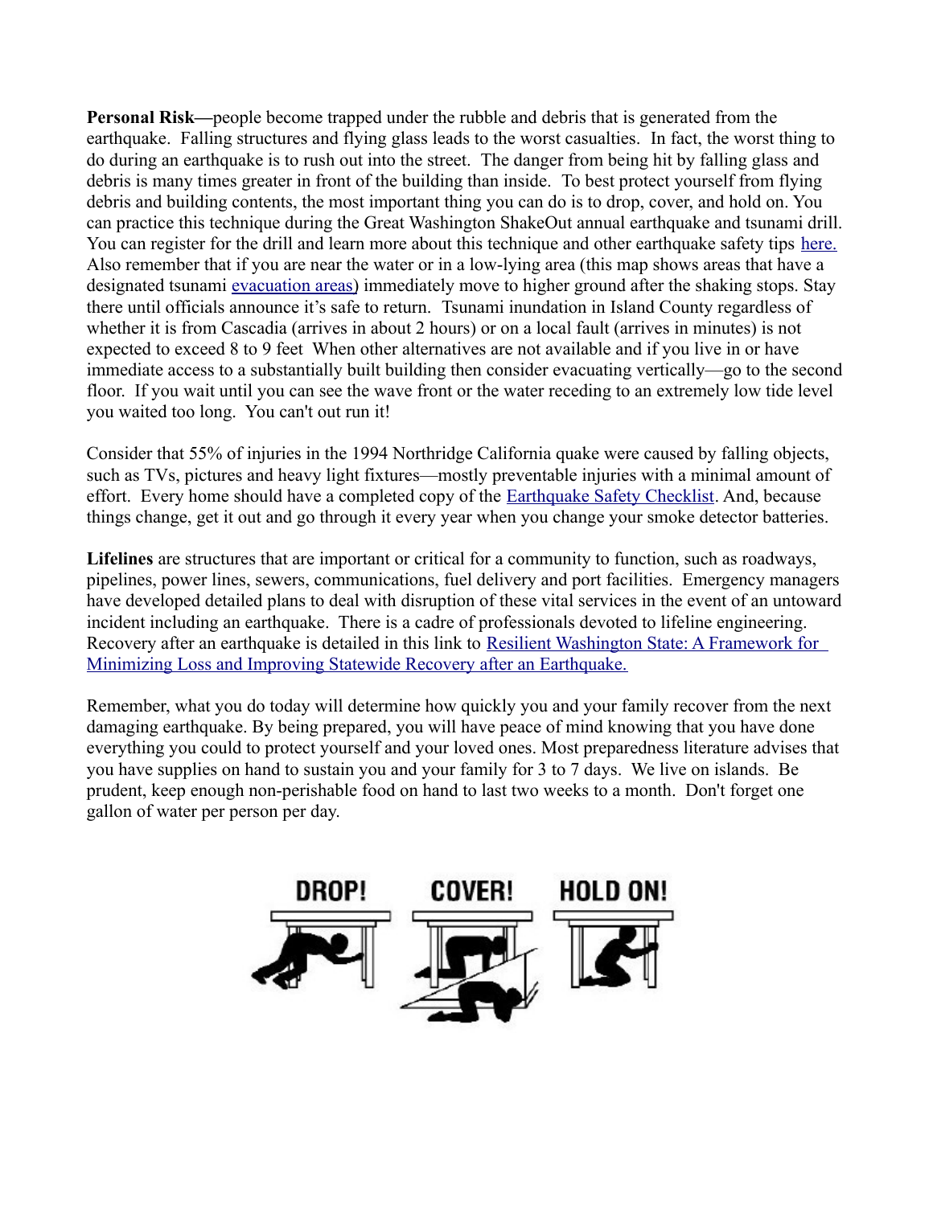**Personal Risk—**people become trapped under the rubble and debris that is generated from the earthquake. Falling structures and flying glass leads to the worst casualties. In fact, the worst thing to do during an earthquake is to rush out into the street. The danger from being hit by falling glass and debris is many times greater in front of the building than inside. To best protect yourself from flying debris and building contents, the most important thing you can do is to drop, cover, and hold on. You can practice this technique during the Great Washington ShakeOut annual earthquake and tsunami drill. You can register for the drill and learn more about this technique and other earthquake safety tips here. Also remember that if you are near the water or in a low-lying area (this map shows areas that have a designated tsunami evacuation areas) immediately move to higher ground after the shaking stops. Stay there until officials announce it's safe to return. Tsunami inundation in Island County regardless of whether it is from Cascadia (arrives in about 2 hours) or on a local fault (arrives in minutes) is not expected to exceed 8 to 9 feet When other alternatives are not available and if you live in or have immediate access to a substantially built building then consider evacuating vertically—go to the second floor. If you wait until you can see the wave front or the water receding to an extremely low tide level you waited too long. You can't out run it!

Consider that 55% of injuries in the 1994 Northridge California quake were caused by falling objects, such as TVs, pictures and heavy light fixtures—mostly preventable injuries with a minimal amount of effort. Every home should have a completed copy of the Earthquake Safety Checklist. And, because things change, get it out and go through it every year when you change your smoke detector batteries.

**Lifelines** are structures that are important or critical for a community to function, such as roadways, pipelines, power lines, sewers, communications, fuel delivery and port facilities. Emergency managers have developed detailed plans to deal with disruption of these vital services in the event of an untoward incident including an earthquake. There is a cadre of professionals devoted to lifeline engineering. Recovery after an earthquake is detailed in this link to Resilient Washington State: A Framework for Minimizing Loss and Improving Statewide Recovery after an Earthquake.

Remember, what you do today will determine how quickly you and your family recover from the next damaging earthquake. By being prepared, you will have peace of mind knowing that you have done everything you could to protect yourself and your loved ones. Most preparedness literature advises that you have supplies on hand to sustain you and your family for 3 to 7 days. We live on islands. Be prudent, keep enough non-perishable food on hand to last two weeks to a month. Don't forget one gallon of water per person per day.

DROP! COVER! HOLD ON!